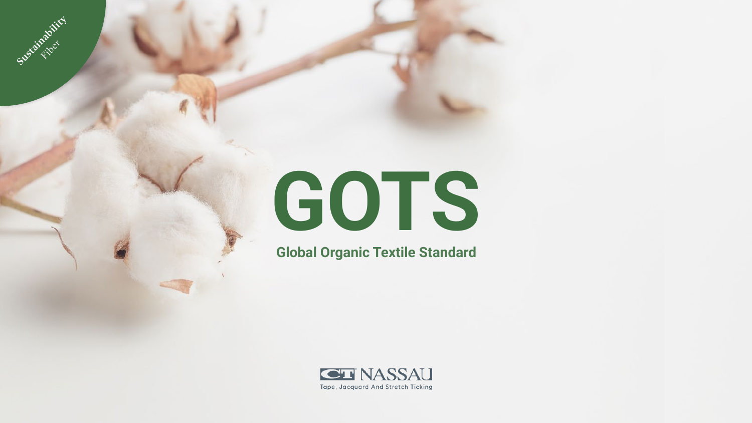Sustainability Fiber

# GOTS

**Global Organic Textile Standard**

CT NASSAU

Tape, Jacquard And Stretch Ticking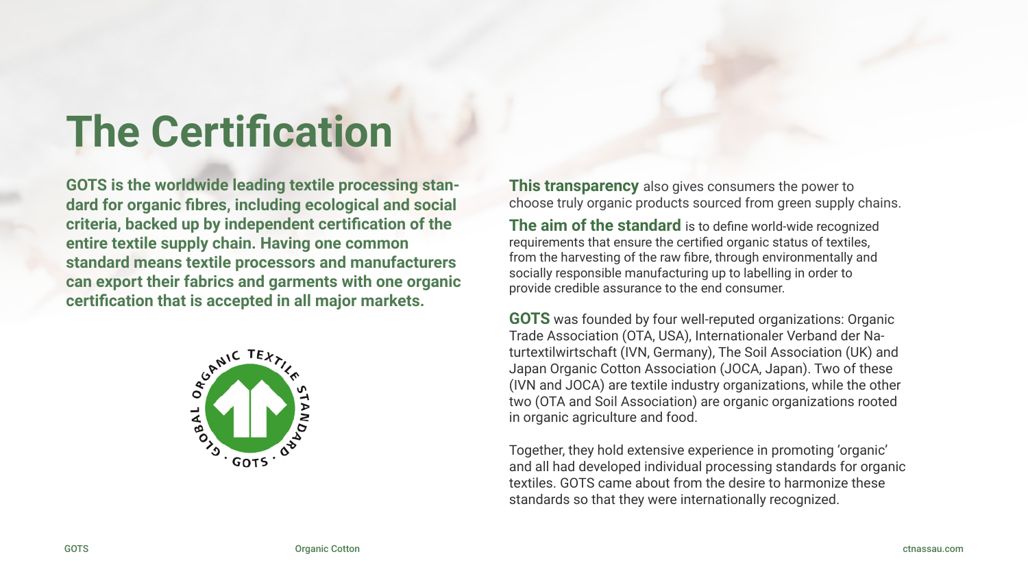# The Certification

**GOTS is the worldwide leading textile processing standard for organic fibres, including ecological and social criteria, backed up by independent certification of the entire textile supply chain. Having one common standard means textile processors and manufacturers can export their fabrics and garments with one organic certification that is accepted in all major markets.**

**This transparency** also gives consumers the power to choose truly organic products sourced from green supply chains.

**The aim of the standard** is to define world-wide recognized requirements that ensure the certified organic status of textiles, from the harvesting of the raw fibre, through environmentally and socially responsible manufacturing up to labelling in order to provide credible assurance to the end consumer.

**GOTS** was founded by four well-reputed organizations: Organic Trade Association (OTA, USA), Internationaler Verband der Naturtextilwirtschaft (IVN, Germany), The Soil Association (UK) and Japan Organic Cotton Association (JOCA, Japan). Two of these (IVN and JOCA) are textile industry organizations, while the other two (OTA and Soil Association) are organic organizations rooted in organic agriculture and food.

Together, they hold extensive experience in promoting 'organic' and all had developed individual processing standards for organic textiles. GOTS came about from the desire to harmonize these standards so that they were internationally recognized.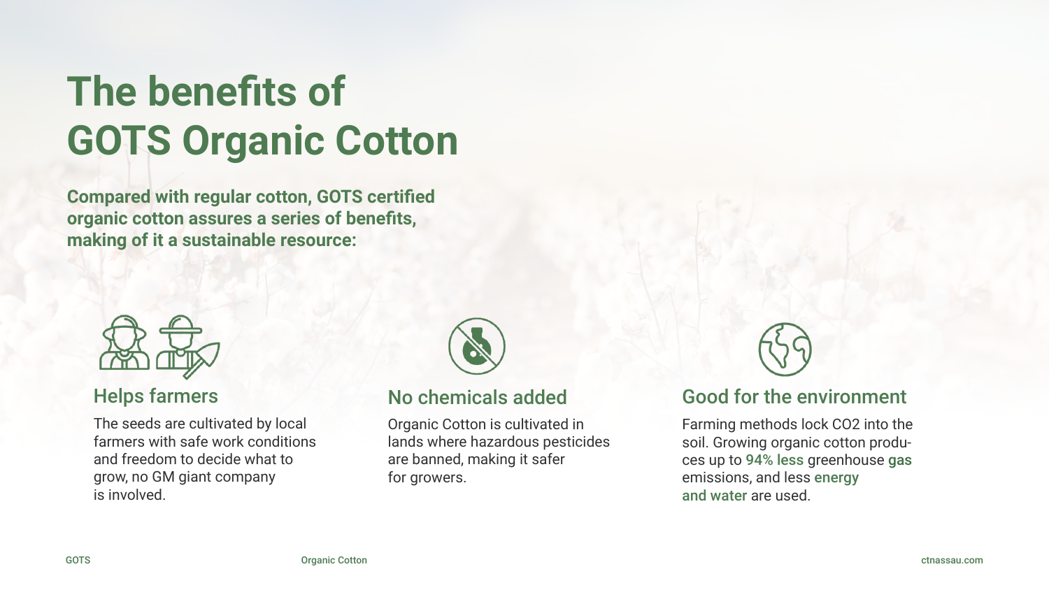# The benefits of GOTS Organic Cotton

**Compared with regular cotton, GOTS certified organic cotton assures a series of benefits, making of it a sustainable resource:**

## Helps farmers

The seeds are cultivated by local farmers with safe work conditions and freedom to decide what to grow, no GM giant company is involved.

## No chemicals added

Organic Cotton is cultivated in lands where hazardous pesticides are banned, making it safer for growers.

## Good for the environment

Farming methods lock $CO_2$ into the soil. Growing organic cotton produces up to **94% less** greenhouse **gas** emissions, and less **energy and water** are used.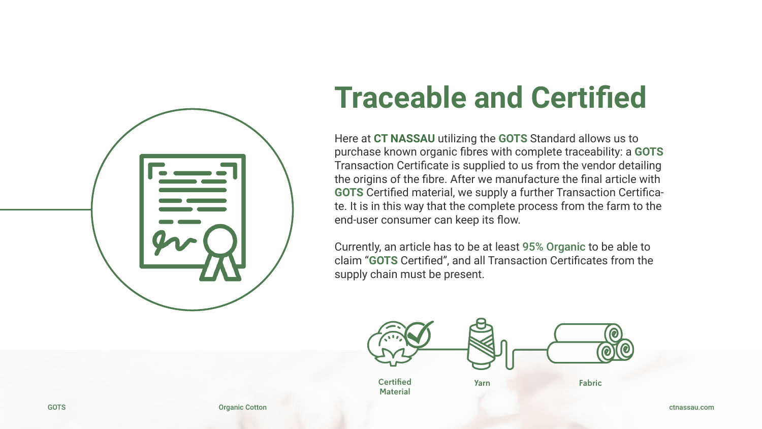# Traceable and Certified

Here at **CT NASSAU** utilizing the **GOTS** Standard allows us to purchase known organic fibres with complete traceability: a **GOTS** Transaction Certificate is supplied to us from the vendor detailing the origins of the fibre. After we manufacture the final article with **GOTS** Certified material, we supply a further Transaction Certificate. It is in this way that the complete process from the farm to the end-user consumer can keep its flow.

Currently, an article has to be at least **95% Organic** to be able to claim "**GOTS** Certified", and all Transaction Certificates from the supply chain must be present.

Certified Material

Yarn

Fabric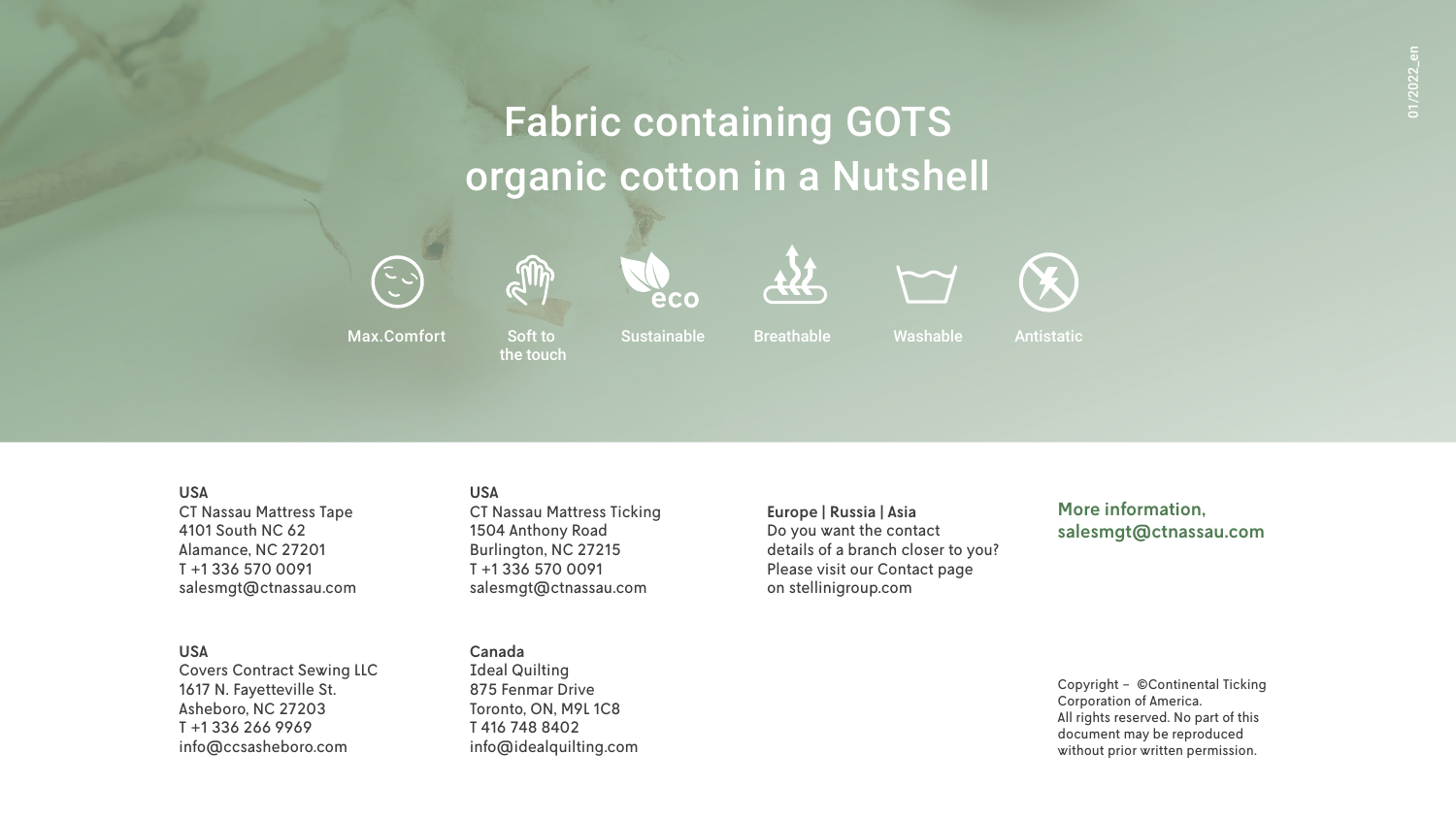# Fabric containing GOTS organic cotton in a Nutshell

Max.Comfort

Soft to the touch

Sustainable

Breathable

Washable

Antistatic

01/2022_en

**USA**
CT Nassau Mattress Tape
4101 South NC 62
Alamance, NC 27201
T +1 336 570 0091
salesmgt@ctnassau.com

**USA**
CT Nassau Mattress Ticking
1504 Anthony Road
Burlington, NC 27215
T +1 336 570 0091
salesmgt@ctnassau.com

**USA**
Covers Contract Sewing LLC
1617 N. Fayetteville St.
Asheboro, NC 27203
T +1 336 266 9969
info@ccsasheboro.com

**Canada**
Ideal Quilting
875 Fenmar Drive
Toronto, ON, M9L 1C8
T 416 748 8402
info@idealquilting.com

**Europe | Russia | Asia**
Do you want the contact details of a branch closer to you? Please visit our Contact page on stellinigroup.com

**More information, salesmgt@ctnassau.com**

Copyright – ©Continental Ticking Corporation of America.
All rights reserved. No part of this document may be reproduced without prior written permission.